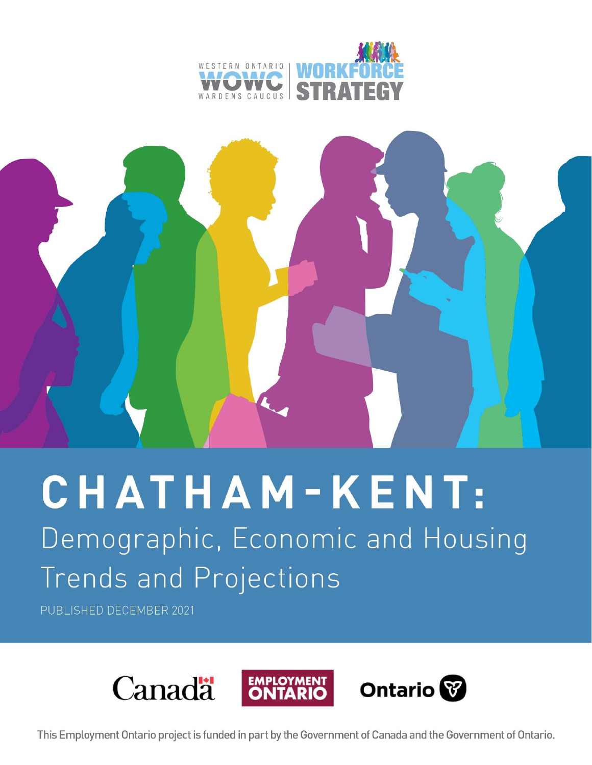WESTERN ONTARIO WOWC WARDENS CAUCUS | WORKFORCE STRATEGY

# CHATHAM-KENT:

## Demographic, Economic and Housing Trends and Projections

PUBLISHED DECEMBER 2021

Canada | EMPLOYMENT ONTARIO | Ontario

This Employment Ontario project is funded in part by the Government of Canada and the Government of Ontario.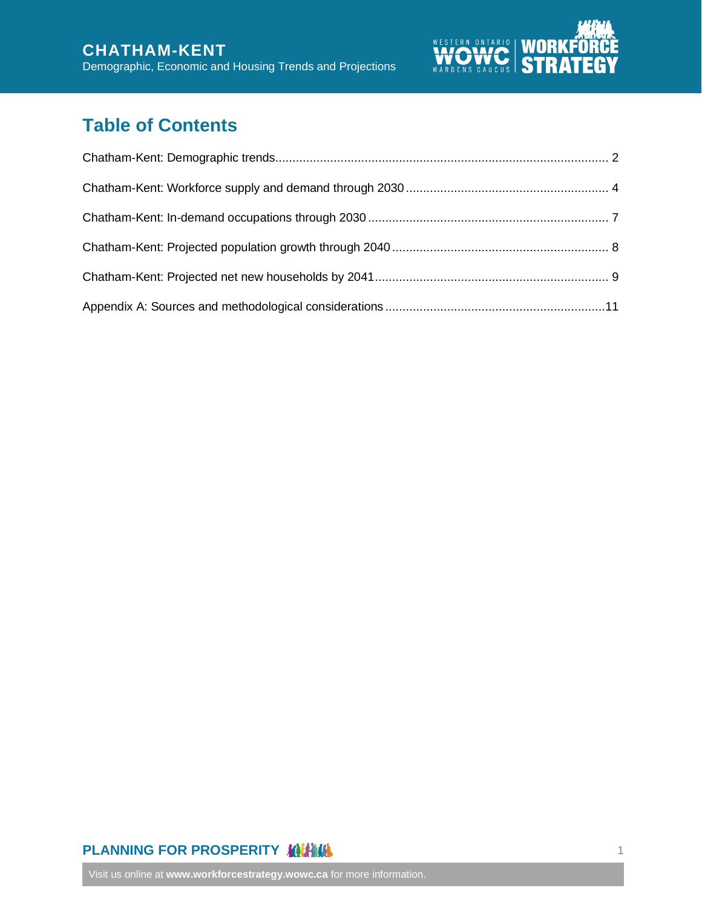## Table of Contents

Chatham-Kent: Demographic trends ........................................................................................ 2

Chatham-Kent: Workforce supply and demand through 2030 ........................................................ 4

Chatham-Kent: In-demand occupations through 2030 ................................................................ 7

Chatham-Kent: Projected population growth through 2040 ......................................................... 8

Chatham-Kent: Projected net new households by 2041 ............................................................... 9

Appendix A: Sources and methodological considerations ......................................................... 11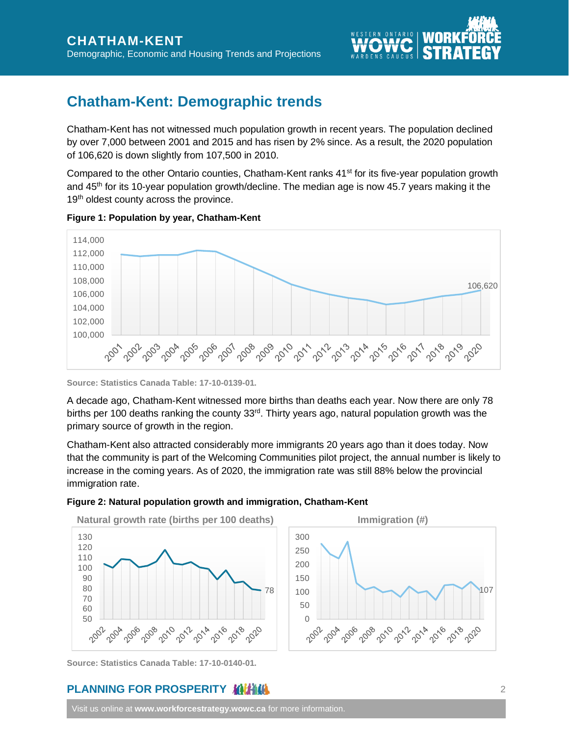## Chatham-Kent: Demographic trends

Chatham-Kent has not witnessed much population growth in recent years. The population declined by over 7,000 between 2001 and 2015 and has risen by 2% since. As a result, the 2020 population of 106,620 is down slightly from 107,500 in 2010.

Compared to the other Ontario counties, Chatham-Kent ranks 41st for its five-year population growth and 45th for its 10-year population growth/decline. The median age is now 45.7 years making it the 19th oldest county across the province.

**Figure 1: Population by year, Chatham-Kent**

Source: Statistics Canada Table: 17-10-0139-01.

A decade ago, Chatham-Kent witnessed more births than deaths each year. Now there are only 78 births per 100 deaths ranking the county 33rd. Thirty years ago, natural population growth was the primary source of growth in the region.

Chatham-Kent also attracted considerably more immigrants 20 years ago than it does today. Now that the community is part of the Welcoming Communities pilot project, the annual number is likely to increase in the coming years. As of 2020, the immigration rate was still 88% below the provincial immigration rate.

**Figure 2: Natural population growth and immigration, Chatham-Kent**

Source: Statistics Canada Table: 17-10-0140-01.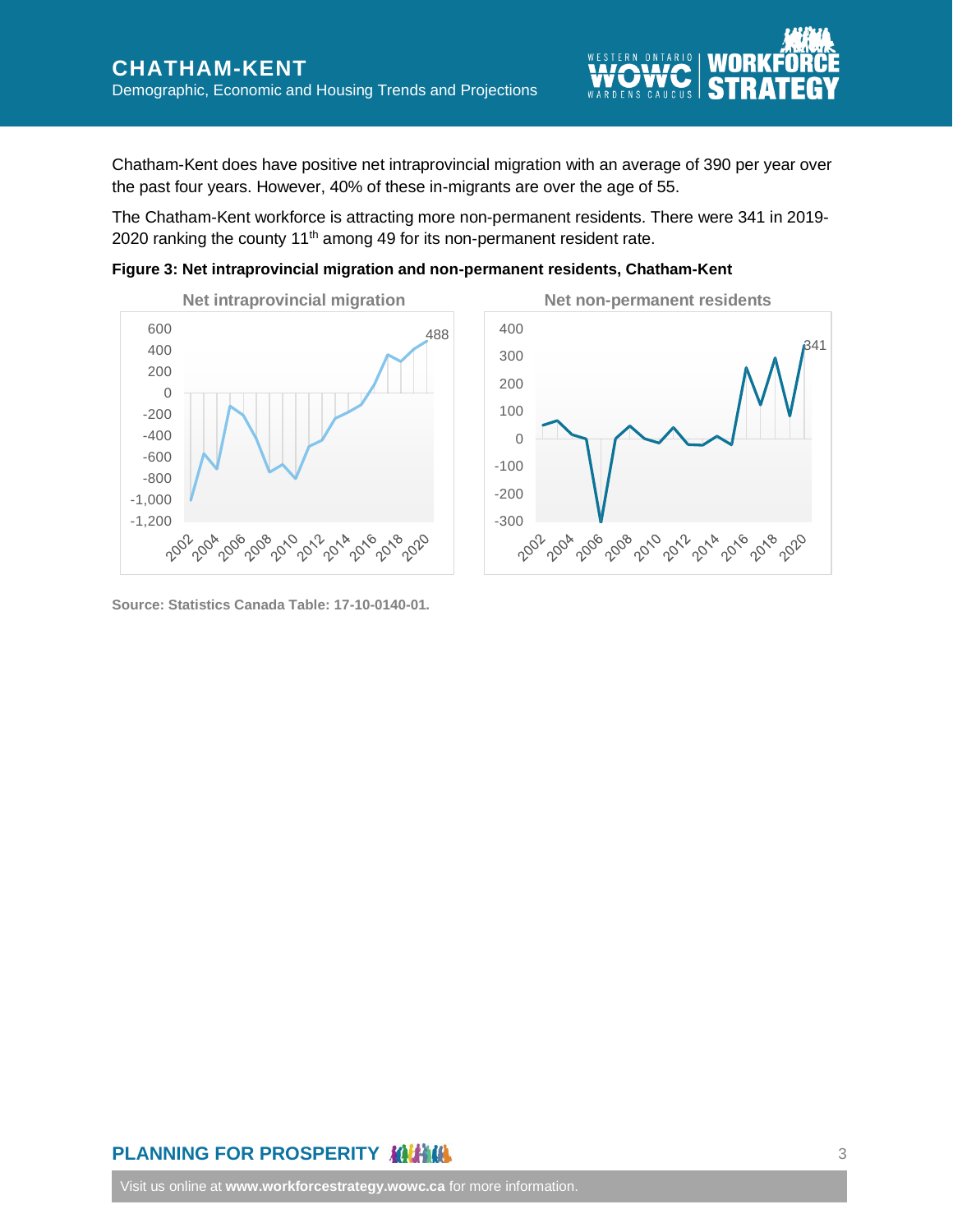Chatham-Kent does have positive net intraprovincial migration with an average of 390 per year over the past four years. However, 40% of these in-migrants are over the age of 55.

The Chatham-Kent workforce is attracting more non-permanent residents. There were 341 in 2019-2020 ranking the county 11th among 49 for its non-permanent resident rate.

**Figure 3: Net intraprovincial migration and non-permanent residents, Chatham-Kent**

**Source: Statistics Canada Table: 17-10-0140-01.**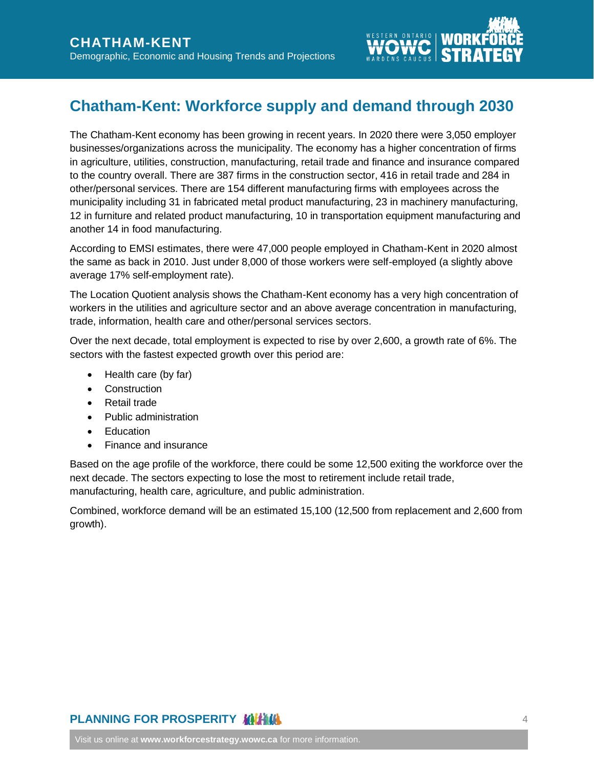## Chatham-Kent: Workforce supply and demand through 2030

The Chatham-Kent economy has been growing in recent years. In 2020 there were 3,050 employer businesses/organizations across the municipality. The economy has a higher concentration of firms in agriculture, utilities, construction, manufacturing, retail trade and finance and insurance compared to the country overall. There are 387 firms in the construction sector, 416 in retail trade and 284 in other/personal services. There are 154 different manufacturing firms with employees across the municipality including 31 in fabricated metal product manufacturing, 23 in machinery manufacturing, 12 in furniture and related product manufacturing, 10 in transportation equipment manufacturing and another 14 in food manufacturing.

According to EMSI estimates, there were 47,000 people employed in Chatham-Kent in 2020 almost the same as back in 2010. Just under 8,000 of those workers were self-employed (a slightly above average 17% self-employment rate).

The Location Quotient analysis shows the Chatham-Kent economy has a very high concentration of workers in the utilities and agriculture sector and an above average concentration in manufacturing, trade, information, health care and other/personal services sectors.

Over the next decade, total employment is expected to rise by over 2,600, a growth rate of 6%. The sectors with the fastest expected growth over this period are:

- Health care (by far)
- Construction
- Retail trade
- Public administration
- Education
- Finance and insurance

Based on the age profile of the workforce, there could be some 12,500 exiting the workforce over the next decade. The sectors expecting to lose the most to retirement include retail trade, manufacturing, health care, agriculture, and public administration.

Combined, workforce demand will be an estimated 15,100 (12,500 from replacement and 2,600 from growth).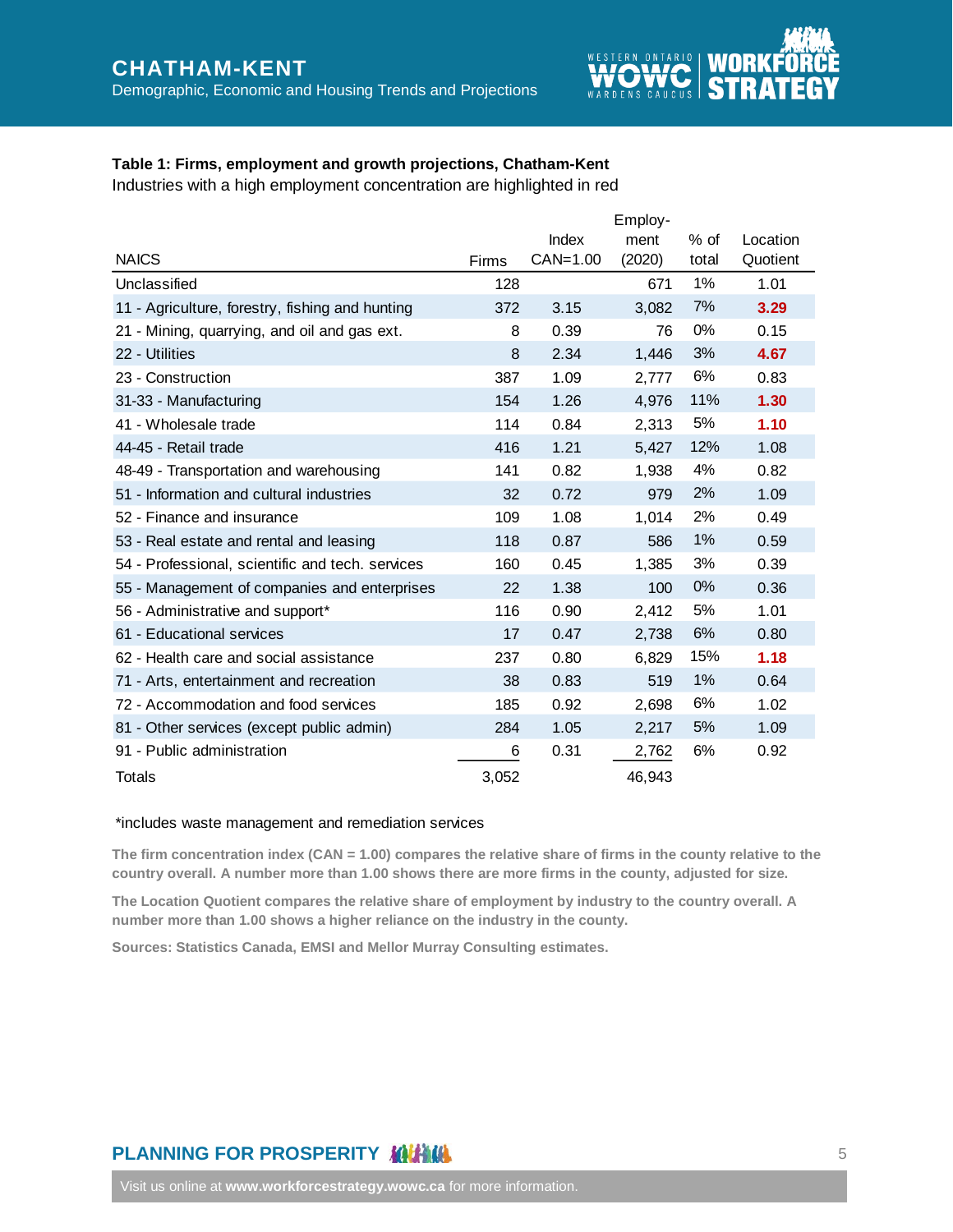**Table 1: Firms, employment and growth projections, Chatham-Kent**
Industries with a high employment concentration are highlighted in red

| NAICS | Firms | Index CAN=1.00 | Employ-ment (2020) | % of total | Location Quotient |
|---|---|---|---|---|---|
| Unclassified | 128 | | 671 | 1% | 1.01 |
| 11 - Agriculture, forestry, fishing and hunting | 372 | 3.15 | 3,082 | 7% | **3.29** |
| 21 - Mining, quarrying, and oil and gas ext. | 8 | 0.39 | 76 | 0% | 0.15 |
| 22 - Utilities | 8 | 2.34 | 1,446 | 3% | **4.67** |
| 23 - Construction | 387 | 1.09 | 2,777 | 6% | 0.83 |
| 31-33 - Manufacturing | 154 | 1.26 | 4,976 | 11% | **1.30** |
| 41 - Wholesale trade | 114 | 0.84 | 2,313 | 5% | **1.10** |
| 44-45 - Retail trade | 416 | 1.21 | 5,427 | 12% | 1.08 |
| 48-49 - Transportation and warehousing | 141 | 0.82 | 1,938 | 4% | 0.82 |
| 51 - Information and cultural industries | 32 | 0.72 | 979 | 2% | 1.09 |
| 52 - Finance and insurance | 109 | 1.08 | 1,014 | 2% | 0.49 |
| 53 - Real estate and rental and leasing | 118 | 0.87 | 586 | 1% | 0.59 |
| 54 - Professional, scientific and tech. services | 160 | 0.45 | 1,385 | 3% | 0.39 |
| 55 - Management of companies and enterprises | 22 | 1.38 | 100 | 0% | 0.36 |
| 56 - Administrative and support* | 116 | 0.90 | 2,412 | 5% | 1.01 |
| 61 - Educational services | 17 | 0.47 | 2,738 | 6% | 0.80 |
| 62 - Health care and social assistance | 237 | 0.80 | 6,829 | 15% | **1.18** |
| 71 - Arts, entertainment and recreation | 38 | 0.83 | 519 | 1% | 0.64 |
| 72 - Accommodation and food services | 185 | 0.92 | 2,698 | 6% | 1.02 |
| 81 - Other services (except public admin) | 284 | 1.05 | 2,217 | 5% | 1.09 |
| 91 - Public administration | 6 | 0.31 | 2,762 | 6% | 0.92 |
| Totals | 3,052 | | 46,943 | | |

*includes waste management and remediation services

**The firm concentration index (CAN = 1.00) compares the relative share of firms in the county relative to the country overall. A number more than 1.00 shows there are more firms in the county, adjusted for size.**

**The Location Quotient compares the relative share of employment by industry to the country overall. A number more than 1.00 shows a higher reliance on the industry in the county.**

**Sources: Statistics Canada, EMSI and Mellor Murray Consulting estimates.**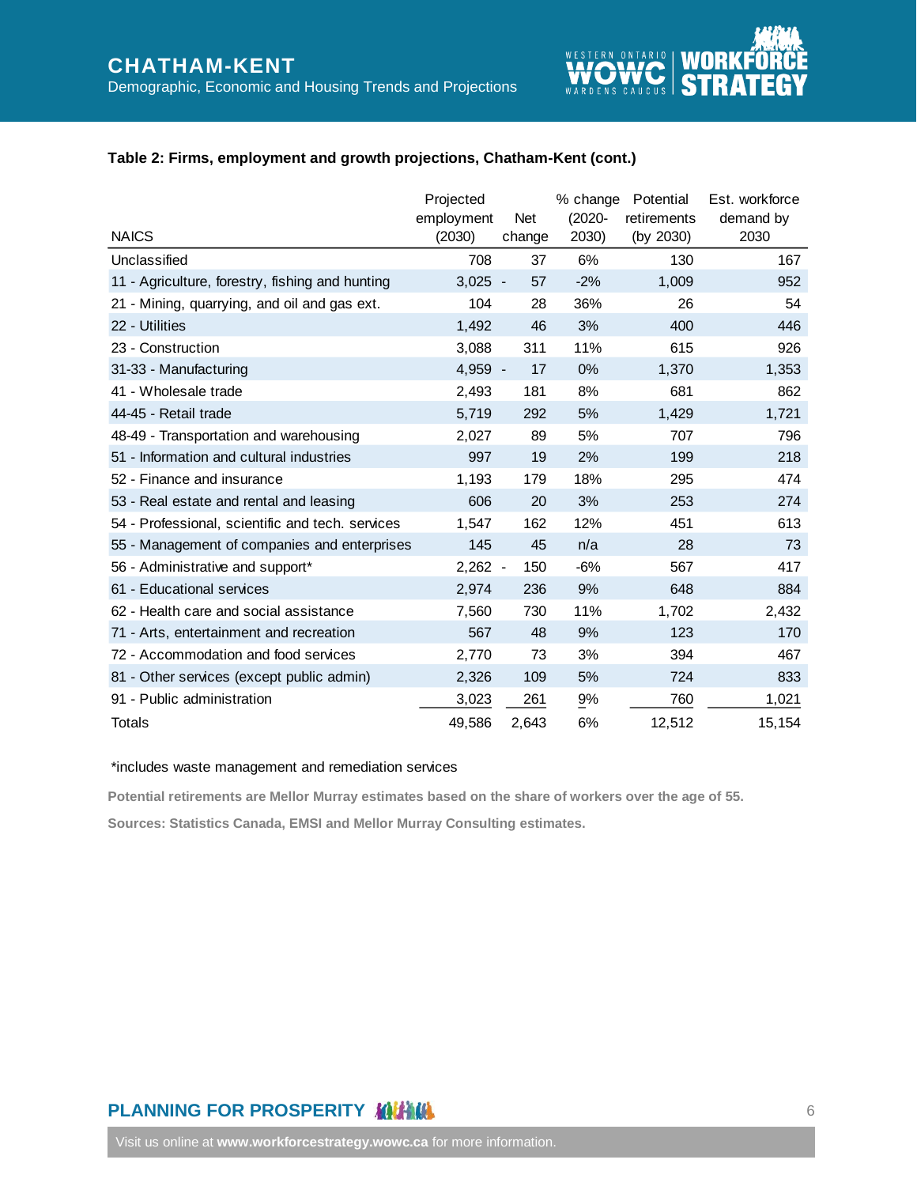**Table 2: Firms, employment and growth projections, Chatham-Kent (cont.)**

| NAICS | Projected employment (2030) | Net change | % change (2020-2030) | Potential retirements (by 2030) | Est. workforce demand by 2030 |
|---|---|---|---|---|---|
| Unclassified | 708 | 37 | 6% | 130 | 167 |
| 11 - Agriculture, forestry, fishing and hunting | 3,025 | -57 | -2% | 1,009 | 952 |
| 21 - Mining, quarrying, and oil and gas ext. | 104 | 28 | 36% | 26 | 54 |
| 22 - Utilities | 1,492 | 46 | 3% | 400 | 446 |
| 23 - Construction | 3,088 | 311 | 11% | 615 | 926 |
| 31-33 - Manufacturing | 4,959 | -17 | 0% | 1,370 | 1,353 |
| 41 - Wholesale trade | 2,493 | 181 | 8% | 681 | 862 |
| 44-45 - Retail trade | 5,719 | 292 | 5% | 1,429 | 1,721 |
| 48-49 - Transportation and warehousing | 2,027 | 89 | 5% | 707 | 796 |
| 51 - Information and cultural industries | 997 | 19 | 2% | 199 | 218 |
| 52 - Finance and insurance | 1,193 | 179 | 18% | 295 | 474 |
| 53 - Real estate and rental and leasing | 606 | 20 | 3% | 253 | 274 |
| 54 - Professional, scientific and tech. services | 1,547 | 162 | 12% | 451 | 613 |
| 55 - Management of companies and enterprises | 145 | 45 | n/a | 28 | 73 |
| 56 - Administrative and support* | 2,262 | -150 | -6% | 567 | 417 |
| 61 - Educational services | 2,974 | 236 | 9% | 648 | 884 |
| 62 - Health care and social assistance | 7,560 | 730 | 11% | 1,702 | 2,432 |
| 71 - Arts, entertainment and recreation | 567 | 48 | 9% | 123 | 170 |
| 72 - Accommodation and food services | 2,770 | 73 | 3% | 394 | 467 |
| 81 - Other services (except public admin) | 2,326 | 109 | 5% | 724 | 833 |
| 91 - Public administration | 3,023 | 261 | 9% | 760 | 1,021 |
| Totals | 49,586 | 2,643 | 6% | 12,512 | 15,154 |

*includes waste management and remediation services

**Potential retirements are Mellor Murray estimates based on the share of workers over the age of 55.**

**Sources: Statistics Canada, EMSI and Mellor Murray Consulting estimates.**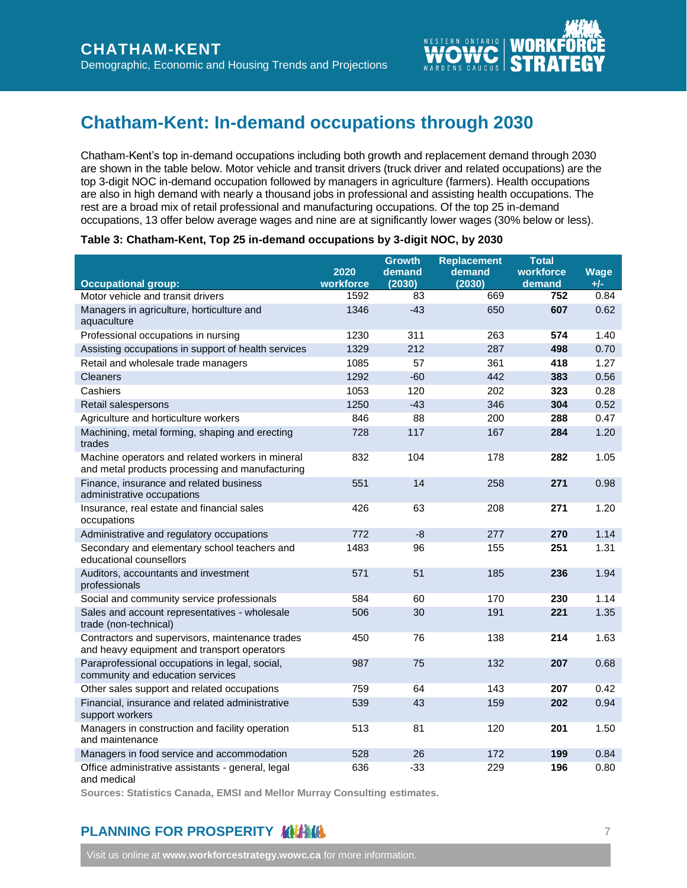## Chatham-Kent: In-demand occupations through 2030

Chatham-Kent's top in-demand occupations including both growth and replacement demand through 2030 are shown in the table below. Motor vehicle and transit drivers (truck driver and related occupations) are the top 3-digit NOC in-demand occupation followed by managers in agriculture (farmers). Health occupations are also in high demand with nearly a thousand jobs in professional and assisting health occupations. The rest are a broad mix of retail professional and manufacturing occupations. Of the top 25 in-demand occupations, 13 offer below average wages and nine are at significantly lower wages (30% below or less).

**Table 3: Chatham-Kent, Top 25 in-demand occupations by 3-digit NOC, by 2030**

| Occupational group: | 2020 workforce | Growth demand (2030) | Replacement demand (2030) | Total workforce demand | Wage +/- |
|---|---|---|---|---|---|
| Motor vehicle and transit drivers | 1592 | 83 | 669 | **752** | 0.84 |
| Managers in agriculture, horticulture and aquaculture | 1346 | -43 | 650 | **607** | 0.62 |
| Professional occupations in nursing | 1230 | 311 | 263 | **574** | 1.40 |
| Assisting occupations in support of health services | 1329 | 212 | 287 | **498** | 0.70 |
| Retail and wholesale trade managers | 1085 | 57 | 361 | **418** | 1.27 |
| Cleaners | 1292 | -60 | 442 | **383** | 0.56 |
| Cashiers | 1053 | 120 | 202 | **323** | 0.28 |
| Retail salespersons | 1250 | -43 | 346 | **304** | 0.52 |
| Agriculture and horticulture workers | 846 | 88 | 200 | **288** | 0.47 |
| Machining, metal forming, shaping and erecting trades | 728 | 117 | 167 | **284** | 1.20 |
| Machine operators and related workers in mineral and metal products processing and manufacturing | 832 | 104 | 178 | **282** | 1.05 |
| Finance, insurance and related business administrative occupations | 551 | 14 | 258 | **271** | 0.98 |
| Insurance, real estate and financial sales occupations | 426 | 63 | 208 | **271** | 1.20 |
| Administrative and regulatory occupations | 772 | -8 | 277 | **270** | 1.14 |
| Secondary and elementary school teachers and educational counsellors | 1483 | 96 | 155 | **251** | 1.31 |
| Auditors, accountants and investment professionals | 571 | 51 | 185 | **236** | 1.94 |
| Social and community service professionals | 584 | 60 | 170 | **230** | 1.14 |
| Sales and account representatives - wholesale trade (non-technical) | 506 | 30 | 191 | **221** | 1.35 |
| Contractors and supervisors, maintenance trades and heavy equipment and transport operators | 450 | 76 | 138 | **214** | 1.63 |
| Paraprofessional occupations in legal, social, community and education services | 987 | 75 | 132 | **207** | 0.68 |
| Other sales support and related occupations | 759 | 64 | 143 | **207** | 0.42 |
| Financial, insurance and related administrative support workers | 539 | 43 | 159 | **202** | 0.94 |
| Managers in construction and facility operation and maintenance | 513 | 81 | 120 | **201** | 1.50 |
| Managers in food service and accommodation | 528 | 26 | 172 | **199** | 0.84 |
| Office administrative assistants - general, legal and medical | 636 | -33 | 229 | **196** | 0.80 |

**Sources: Statistics Canada, EMSI and Mellor Murray Consulting estimates.**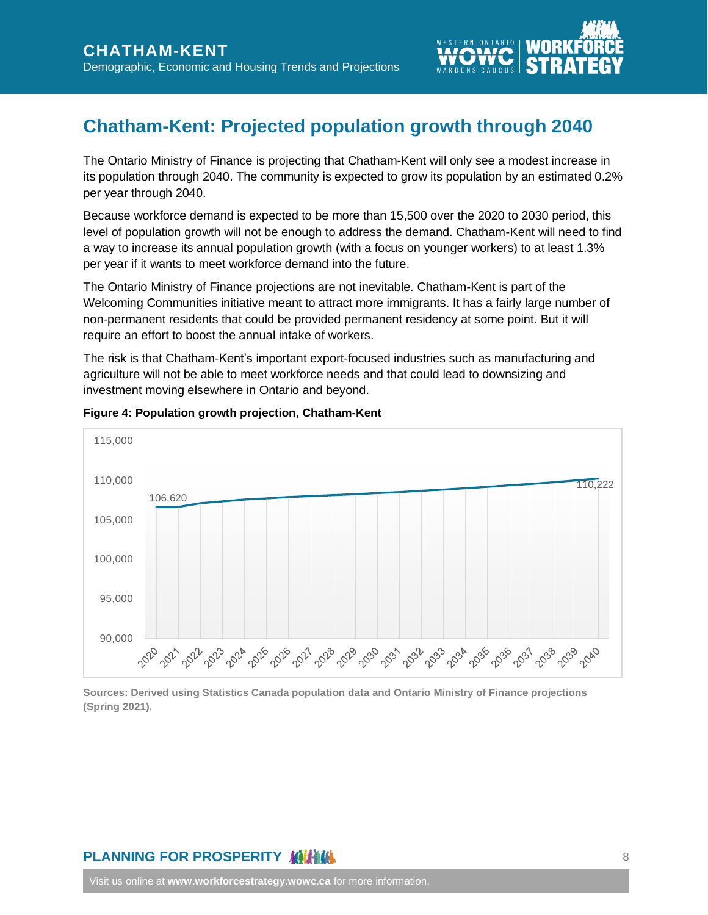## Chatham-Kent: Projected population growth through 2040

The Ontario Ministry of Finance is projecting that Chatham-Kent will only see a modest increase in its population through 2040. The community is expected to grow its population by an estimated 0.2% per year through 2040.

Because workforce demand is expected to be more than 15,500 over the 2020 to 2030 period, this level of population growth will not be enough to address the demand. Chatham-Kent will need to find a way to increase its annual population growth (with a focus on younger workers) to at least 1.3% per year if it wants to meet workforce demand into the future.

The Ontario Ministry of Finance projections are not inevitable. Chatham-Kent is part of the Welcoming Communities initiative meant to attract more immigrants. It has a fairly large number of non-permanent residents that could be provided permanent residency at some point. But it will require an effort to boost the annual intake of workers.

The risk is that Chatham-Kent's important export-focused industries such as manufacturing and agriculture will not be able to meet workforce needs and that could lead to downsizing and investment moving elsewhere in Ontario and beyond.

**Figure 4: Population growth projection, Chatham-Kent**

**Sources: Derived using Statistics Canada population data and Ontario Ministry of Finance projections (Spring 2021).**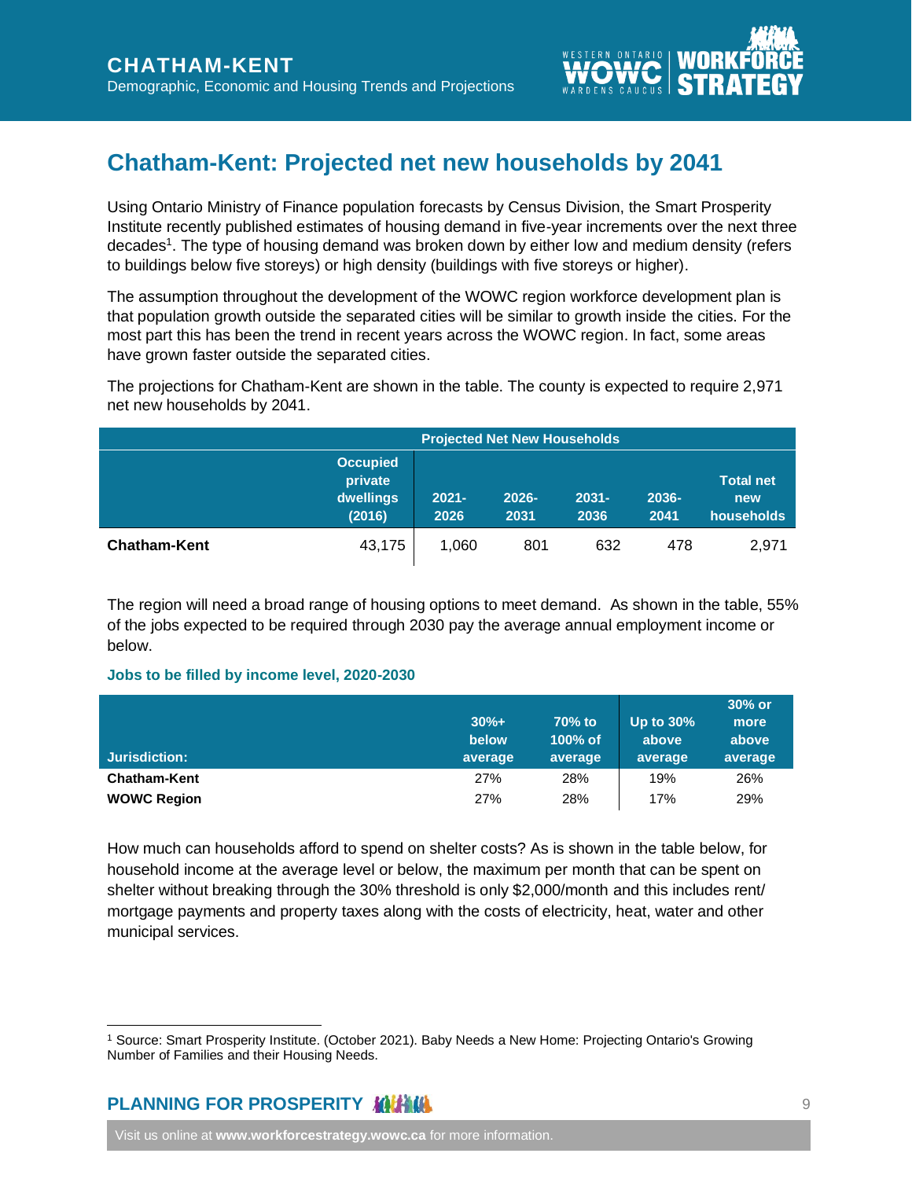## Chatham-Kent: Projected net new households by 2041

Using Ontario Ministry of Finance population forecasts by Census Division, the Smart Prosperity Institute recently published estimates of housing demand in five-year increments over the next three decades[1]. The type of housing demand was broken down by either low and medium density (refers to buildings below five storeys) or high density (buildings with five storeys or higher).

The assumption throughout the development of the WOWC region workforce development plan is that population growth outside the separated cities will be similar to growth inside the cities. For the most part this has been the trend in recent years across the WOWC region. In fact, some areas have grown faster outside the separated cities.

The projections for Chatham-Kent are shown in the table. The county is expected to require 2,971 net new households by 2041.

| Projected Net New Households | | | | | | |
|---|---|---|---|---|---|---|
| | Occupied private dwellings (2016) | 2021-2026 | 2026-2031 | 2031-2036 | 2036-2041 | Total net new households |
| **Chatham-Kent** | 43,175 | 1,060 | 801 | 632 | 478 | 2,971 |

The region will need a broad range of housing options to meet demand. As shown in the table, 55% of the jobs expected to be required through 2030 pay the average annual employment income or below.

**Jobs to be filled by income level, 2020-2030**

| Jurisdiction: | 30%+ below average | 70% to 100% of average | Up to 30% above average | 30% or more above average |
|---|---|---|---|---|
| **Chatham-Kent** | 27% | 28% | 19% | 26% |
| **WOWC Region** | 27% | 28% | 17% | 29% |

How much can households afford to spend on shelter costs? As is shown in the table below, for household income at the average level or below, the maximum per month that can be spent on shelter without breaking through the 30% threshold is only $2,000/month and this includes rent/ mortgage payments and property taxes along with the costs of electricity, heat, water and other municipal services.

---

[1] Source: Smart Prosperity Institute. (October 2021). Baby Needs a New Home: Projecting Ontario's Growing Number of Families and their Housing Needs.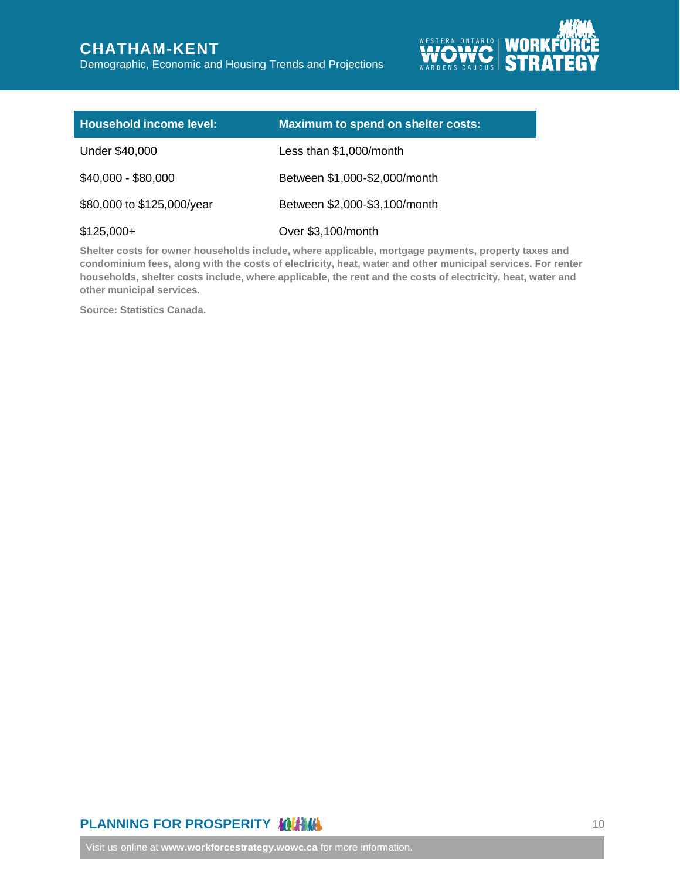| Household income level: | Maximum to spend on shelter costs: |
| --- | --- |
| Under $40,000 | Less than $1,000/month |
| $40,000 - $80,000 | Between $1,000-$2,000/month |
| $80,000 to $125,000/year | Between $2,000-$3,100/month |
| $125,000+ | Over $3,100/month |

**Shelter costs for owner households include, where applicable, mortgage payments, property taxes and condominium fees, along with the costs of electricity, heat, water and other municipal services. For renter households, shelter costs include, where applicable, the rent and the costs of electricity, heat, water and other municipal services.**

**Source: Statistics Canada.**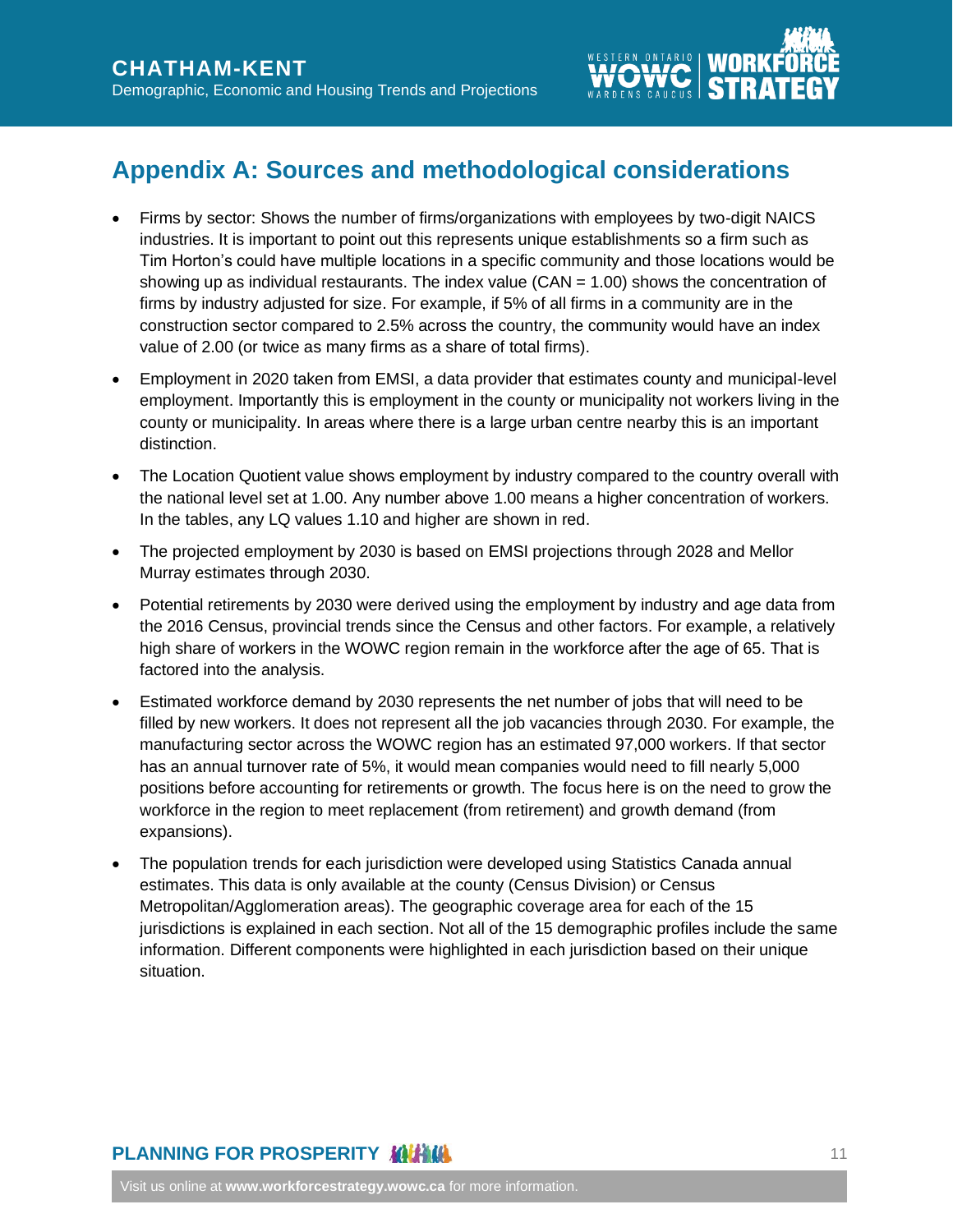## Appendix A: Sources and methodological considerations

- Firms by sector: Shows the number of firms/organizations with employees by two-digit NAICS industries. It is important to point out this represents unique establishments so a firm such as Tim Horton's could have multiple locations in a specific community and those locations would be showing up as individual restaurants. The index value (CAN = 1.00) shows the concentration of firms by industry adjusted for size. For example, if 5% of all firms in a community are in the construction sector compared to 2.5% across the country, the community would have an index value of 2.00 (or twice as many firms as a share of total firms).
- Employment in 2020 taken from EMSI, a data provider that estimates county and municipal-level employment. Importantly this is employment in the county or municipality not workers living in the county or municipality. In areas where there is a large urban centre nearby this is an important distinction.
- The Location Quotient value shows employment by industry compared to the country overall with the national level set at 1.00. Any number above 1.00 means a higher concentration of workers. In the tables, any LQ values 1.10 and higher are shown in red.
- The projected employment by 2030 is based on EMSI projections through 2028 and Mellor Murray estimates through 2030.
- Potential retirements by 2030 were derived using the employment by industry and age data from the 2016 Census, provincial trends since the Census and other factors. For example, a relatively high share of workers in the WOWC region remain in the workforce after the age of 65. That is factored into the analysis.
- Estimated workforce demand by 2030 represents the net number of jobs that will need to be filled by new workers. It does not represent all the job vacancies through 2030. For example, the manufacturing sector across the WOWC region has an estimated 97,000 workers. If that sector has an annual turnover rate of 5%, it would mean companies would need to fill nearly 5,000 positions before accounting for retirements or growth. The focus here is on the need to grow the workforce in the region to meet replacement (from retirement) and growth demand (from expansions).
- The population trends for each jurisdiction were developed using Statistics Canada annual estimates. This data is only available at the county (Census Division) or Census Metropolitan/Agglomeration areas). The geographic coverage area for each of the 15 jurisdictions is explained in each section. Not all of the 15 demographic profiles include the same information. Different components were highlighted in each jurisdiction based on their unique situation.